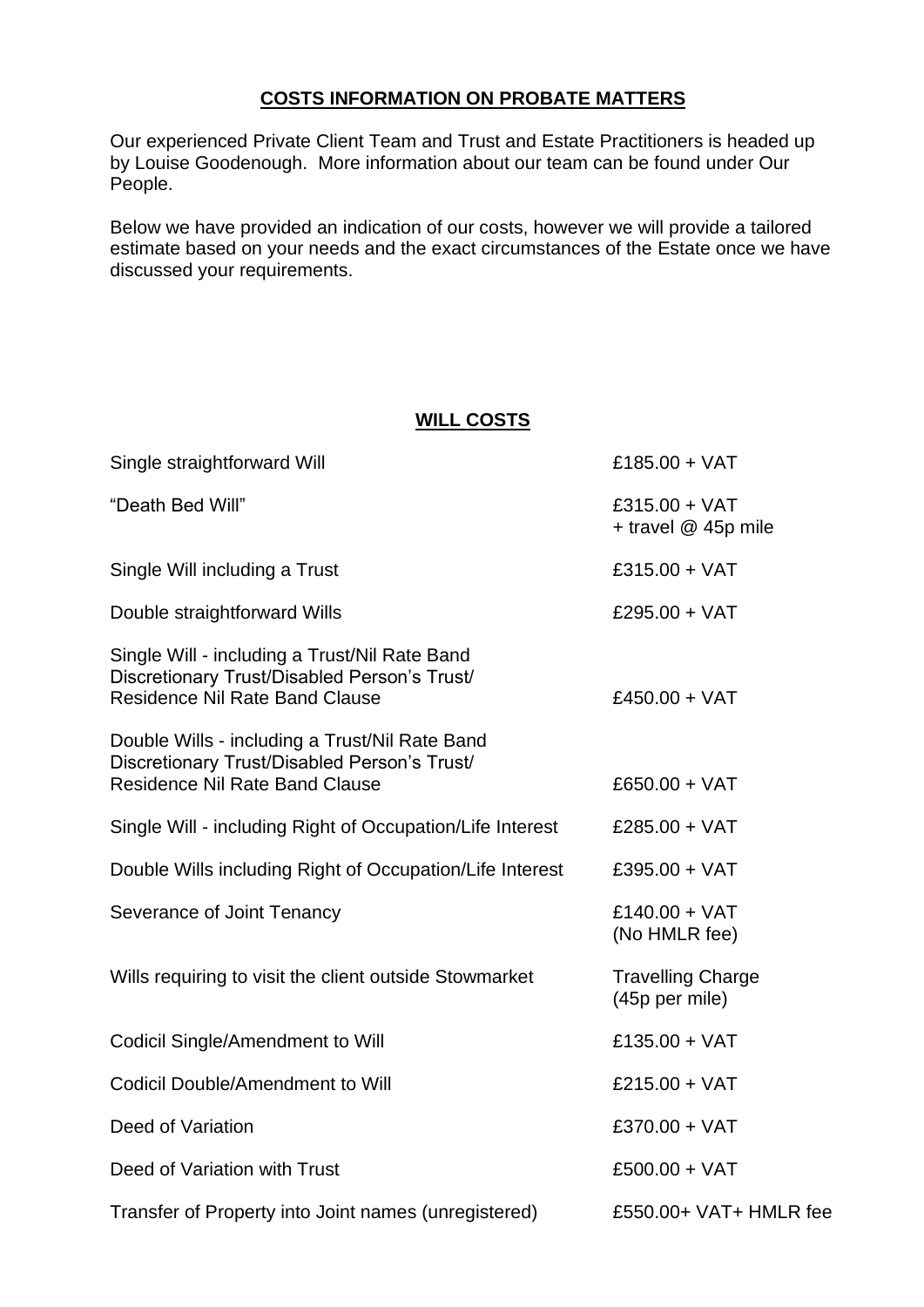## COSTS INFORMATION ON PROBATE MATTERS

Our experienced Private Client Team and Trust and Estate Practitioners is headed up by Louise Goodenough. More information about our team can be found under Our People.

Below we have provided an indication of our costs, however we will provide a tailored estimate based on your needs and the exact circumstances of the Estate once we have discussed your requirements.

## WILL COSTS

| | |
|---|---|
| Single straightforward Will | £185.00 + VAT |
| "Death Bed Will" | £315.00 + VAT + travel @ 45p mile |
| Single Will including a Trust | £315.00 + VAT |
| Double straightforward Wills | £295.00 + VAT |
| Single Will - including a Trust/Nil Rate Band Discretionary Trust/Disabled Person's Trust/ Residence Nil Rate Band Clause | £450.00 + VAT |
| Double Wills - including a Trust/Nil Rate Band Discretionary Trust/Disabled Person's Trust/ Residence Nil Rate Band Clause | £650.00 + VAT |
| Single Will - including Right of Occupation/Life Interest | £285.00 + VAT |
| Double Wills including Right of Occupation/Life Interest | £395.00 + VAT |
| Severance of Joint Tenancy | £140.00 + VAT (No HMLR fee) |
| Wills requiring to visit the client outside Stowmarket | Travelling Charge (45p per mile) |
| Codicil Single/Amendment to Will | £135.00 + VAT |
| Codicil Double/Amendment to Will | £215.00 + VAT |
| Deed of Variation | £370.00 + VAT |
| Deed of Variation with Trust | £500.00 + VAT |
| Transfer of Property into Joint names (unregistered) | £550.00+ VAT+ HMLR fee |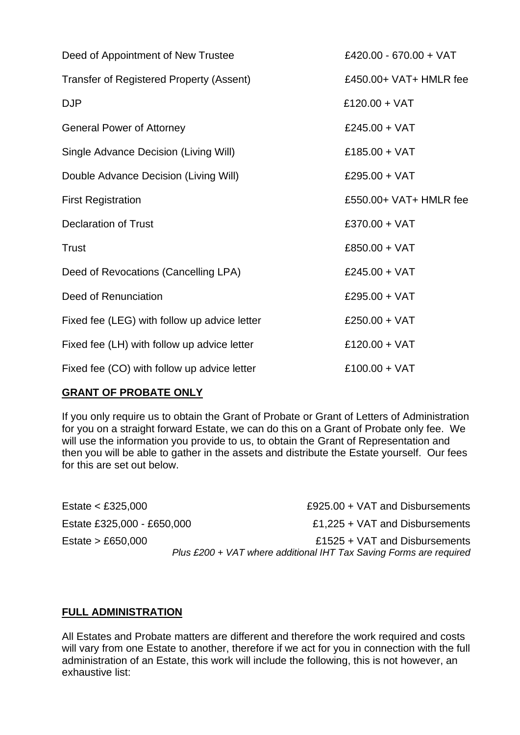| | |
|---|---|
| Deed of Appointment of New Trustee | £420.00 - 670.00 + VAT |
| Transfer of Registered Property (Assent) | £450.00+ VAT+ HMLR fee |
| DJP | £120.00 + VAT |
| General Power of Attorney | £245.00 + VAT |
| Single Advance Decision (Living Will) | £185.00 + VAT |
| Double Advance Decision (Living Will) | £295.00 + VAT |
| First Registration | £550.00+ VAT+ HMLR fee |
| Declaration of Trust | £370.00 + VAT |
| Trust | £850.00 + VAT |
| Deed of Revocations (Cancelling LPA) | £245.00 + VAT |
| Deed of Renunciation | £295.00 + VAT |
| Fixed fee (LEG) with follow up advice letter | £250.00 + VAT |
| Fixed fee (LH) with follow up advice letter | £120.00 + VAT |
| Fixed fee (CO) with follow up advice letter | £100.00 + VAT |

**GRANT OF PROBATE ONLY**

If you only require us to obtain the Grant of Probate or Grant of Letters of Administration for you on a straight forward Estate, we can do this on a Grant of Probate only fee. We will use the information you provide to us, to obtain the Grant of Representation and then you will be able to gather in the assets and distribute the Estate yourself. Our fees for this are set out below.

| | |
|---|---|
| Estate < £325,000 | £925.00 + VAT and Disbursements |
| Estate £325,000 - £650,000 | £1,225 + VAT and Disbursements |
| Estate > £650,000 | £1525 + VAT and Disbursements |

*Plus £200 + VAT where additional IHT Tax Saving Forms are required*

**FULL ADMINISTRATION**

All Estates and Probate matters are different and therefore the work required and costs will vary from one Estate to another, therefore if we act for you in connection with the full administration of an Estate, this work will include the following, this is not however, an exhaustive list: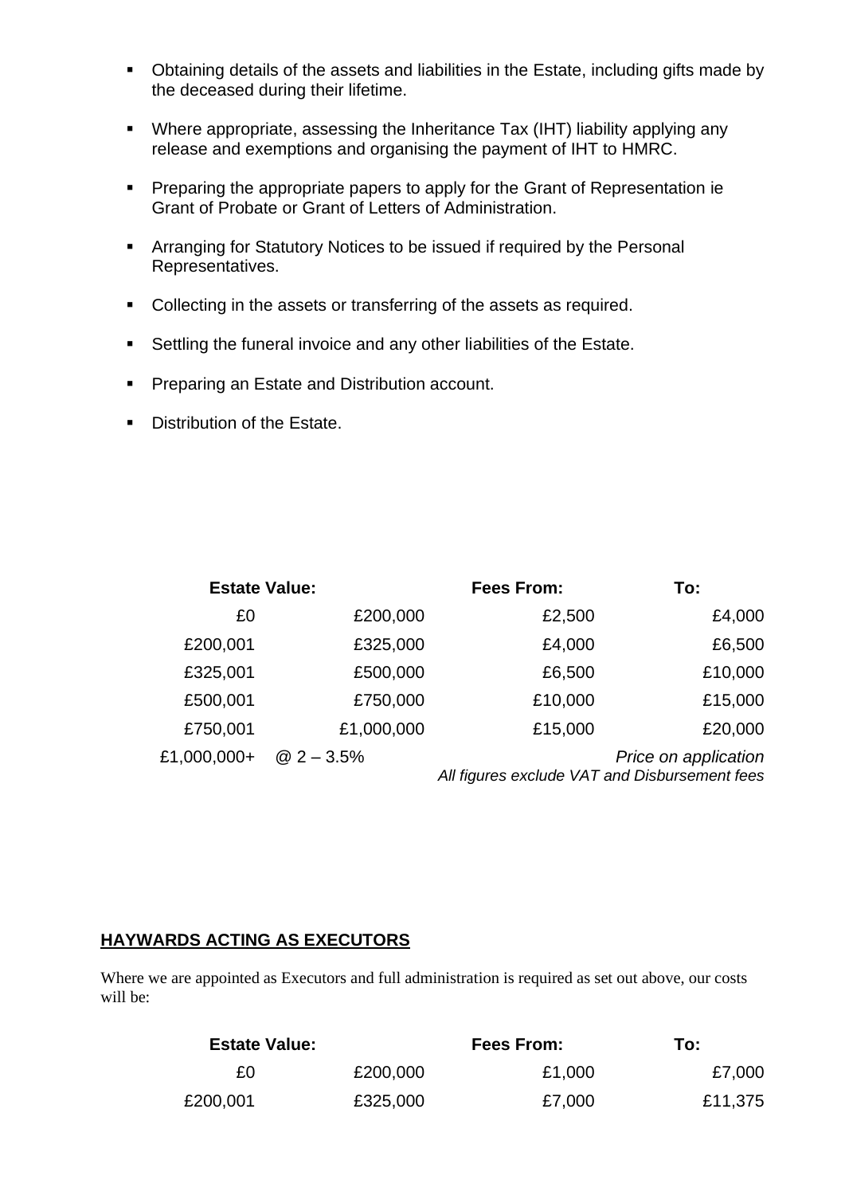- Obtaining details of the assets and liabilities in the Estate, including gifts made by the deceased during their lifetime.
- Where appropriate, assessing the Inheritance Tax (IHT) liability applying any release and exemptions and organising the payment of IHT to HMRC.
- Preparing the appropriate papers to apply for the Grant of Representation ie Grant of Probate or Grant of Letters of Administration.
- Arranging for Statutory Notices to be issued if required by the Personal Representatives.
- Collecting in the assets or transferring of the assets as required.
- Settling the funeral invoice and any other liabilities of the Estate.
- Preparing an Estate and Distribution account.
- Distribution of the Estate.

| Estate Value: | | Fees From: | To: |
|---|---|---|---|
| £0 | £200,000 | £2,500 | £4,000 |
| £200,001 | £325,000 | £4,000 | £6,500 |
| £325,001 | £500,000 | £6,500 | £10,000 |
| £500,001 | £750,000 | £10,000 | £15,000 |
| £750,001 | £1,000,000 | £15,000 | £20,000 |
| £1,000,000+ | @ 2 – 3.5% | | *Price on application* |

*All figures exclude VAT and Disbursement fees*

## **HAYWARDS ACTING AS EXECUTORS**

Where we are appointed as Executors and full administration is required as set out above, our costs will be:

| Estate Value: | | Fees From: | To: |
|---|---|---|---|
| £0 | £200,000 | £1,000 | £7,000 |
| £200,001 | £325,000 | £7,000 | £11,375 |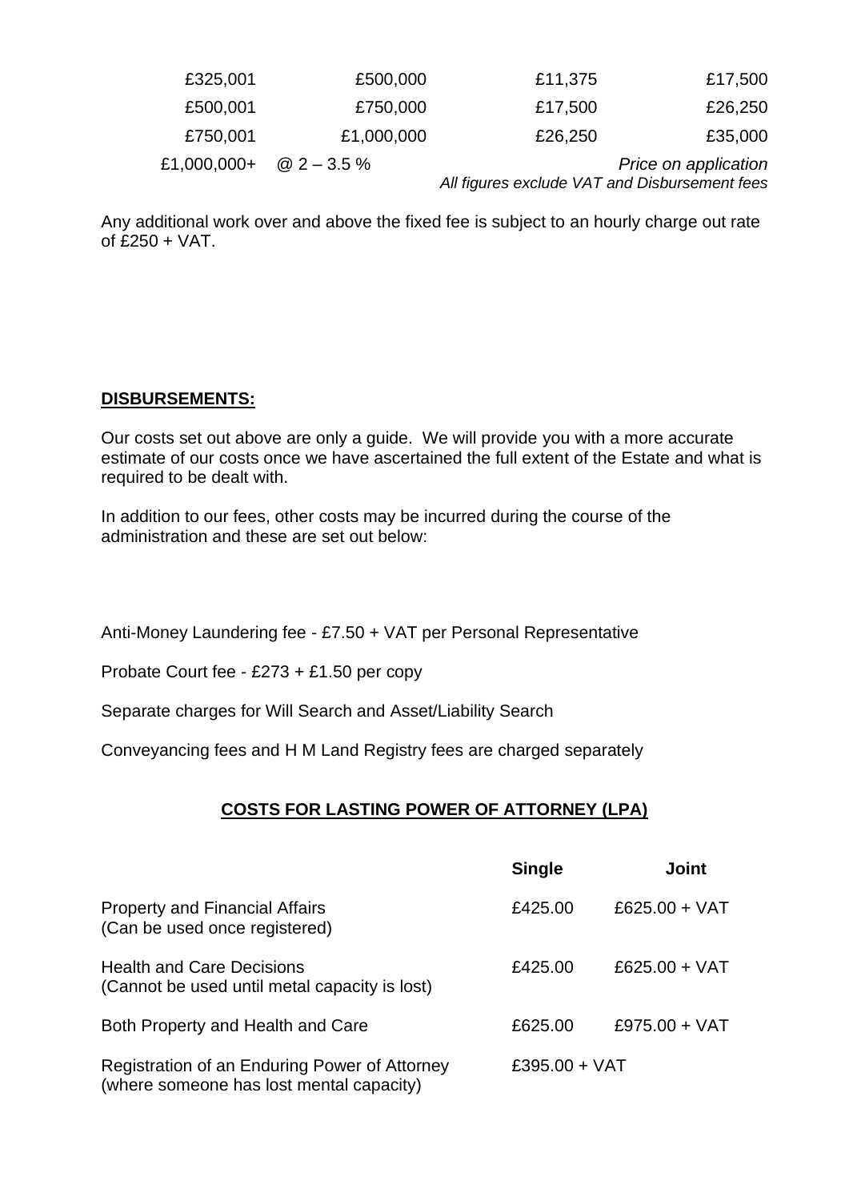| | | | |
|---|---|---|---|
| £325,001 | £500,000 | £11,375 | £17,500 |
| £500,001 | £750,000 | £17,500 | £26,250 |
| £750,001 | £1,000,000 | £26,250 | £35,000 |
| £1,000,000+ | @ 2 – 3.5 % | | *Price on application* |

*All figures exclude VAT and Disbursement fees*

Any additional work over and above the fixed fee is subject to an hourly charge out rate of £250 + VAT.

**DISBURSEMENTS:**

Our costs set out above are only a guide. We will provide you with a more accurate estimate of our costs once we have ascertained the full extent of the Estate and what is required to be dealt with.

In addition to our fees, other costs may be incurred during the course of the administration and these are set out below:

Anti-Money Laundering fee - £7.50 + VAT per Personal Representative

Probate Court fee - £273 + £1.50 per copy

Separate charges for Will Search and Asset/Liability Search

Conveyancing fees and H M Land Registry fees are charged separately

## COSTS FOR LASTING POWER OF ATTORNEY (LPA)

| | **Single** | **Joint** |
|---|---|---|
| Property and Financial Affairs (Can be used once registered) | £425.00 | £625.00 + VAT |
| Health and Care Decisions (Cannot be used until metal capacity is lost) | £425.00 | £625.00 + VAT |
| Both Property and Health and Care | £625.00 | £975.00 + VAT |
| Registration of an Enduring Power of Attorney (where someone has lost mental capacity) | £395.00 + VAT | |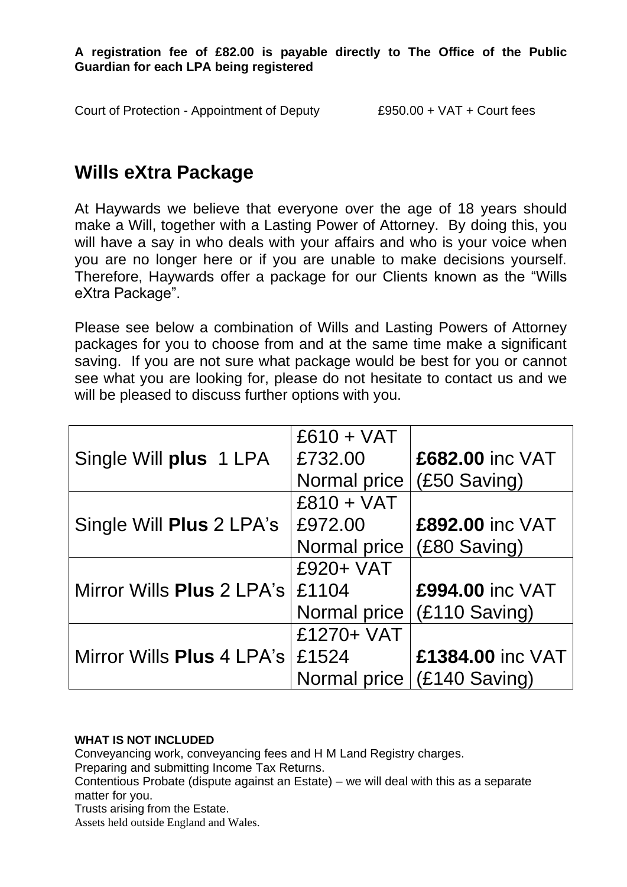**A registration fee of £82.00 is payable directly to The Office of the Public Guardian for each LPA being registered**

Court of Protection - Appointment of Deputy £950.00 + VAT + Court fees

## Wills eXtra Package

At Haywards we believe that everyone over the age of 18 years should make a Will, together with a Lasting Power of Attorney. By doing this, you will have a say in who deals with your affairs and who is your voice when you are no longer here or if you are unable to make decisions yourself. Therefore, Haywards offer a package for our Clients known as the "Wills eXtra Package".

Please see below a combination of Wills and Lasting Powers of Attorney packages for you to choose from and at the same time make a significant saving. If you are not sure what package would be best for you or cannot see what you are looking for, please do not hesitate to contact us and we will be pleased to discuss further options with you.

| | | |
|---|---|---|
| Single Will **plus** 1 LPA | £610 + VAT £732.00 Normal price | **£682.00** inc VAT (£50 Saving) |
| Single Will **Plus** 2 LPA's | £810 + VAT £972.00 Normal price | **£892.00** inc VAT (£80 Saving) |
| Mirror Wills **Plus** 2 LPA's | £920+ VAT £1104 Normal price | **£994.00** inc VAT (£110 Saving) |
| Mirror Wills **Plus** 4 LPA's | £1270+ VAT £1524 Normal price | **£1384.00** inc VAT (£140 Saving) |

**WHAT IS NOT INCLUDED**

Conveyancing work, conveyancing fees and H M Land Registry charges.
Preparing and submitting Income Tax Returns.
Contentious Probate (dispute against an Estate) – we will deal with this as a separate matter for you.
Trusts arising from the Estate.
Assets held outside England and Wales.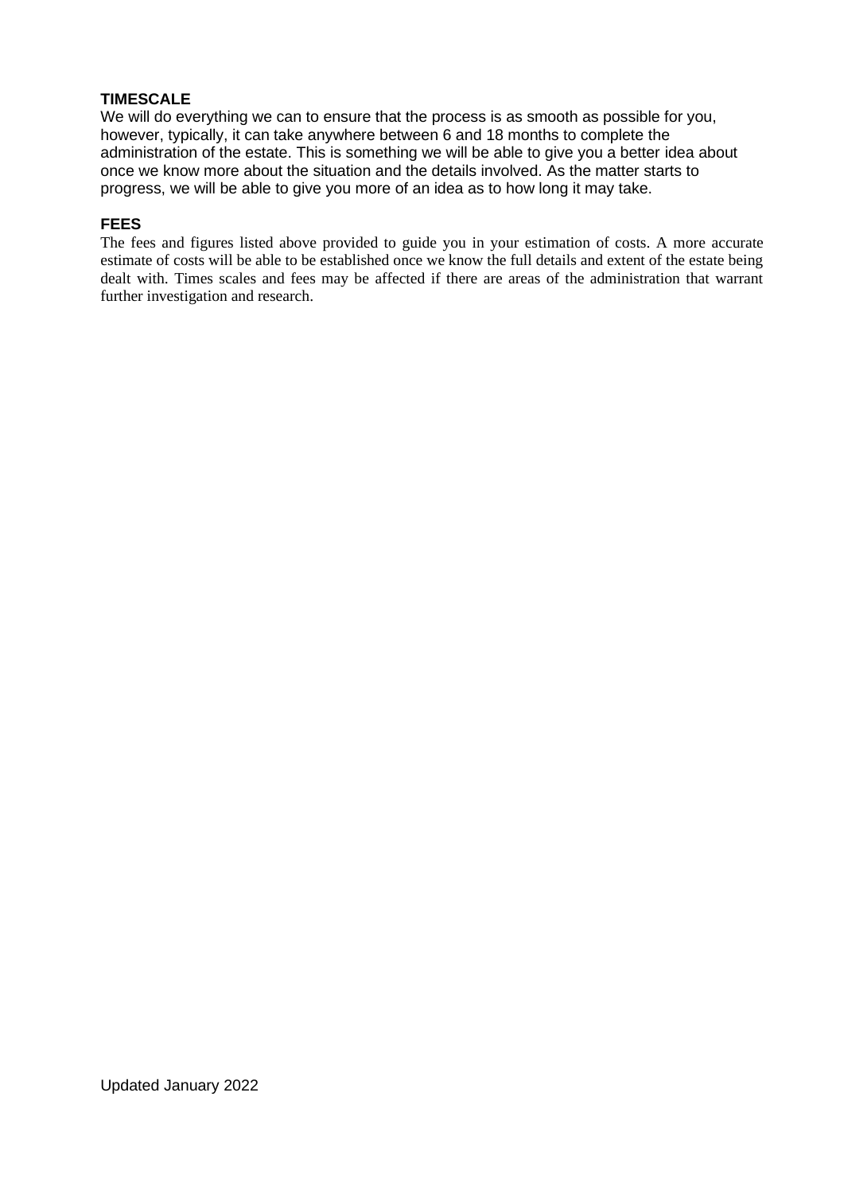**TIMESCALE**

We will do everything we can to ensure that the process is as smooth as possible for you, however, typically, it can take anywhere between 6 and 18 months to complete the administration of the estate. This is something we will be able to give you a better idea about once we know more about the situation and the details involved. As the matter starts to progress, we will be able to give you more of an idea as to how long it may take.

**FEES**

The fees and figures listed above provided to guide you in your estimation of costs. A more accurate estimate of costs will be able to be established once we know the full details and extent of the estate being dealt with. Times scales and fees may be affected if there are areas of the administration that warrant further investigation and research.

Updated January 2022